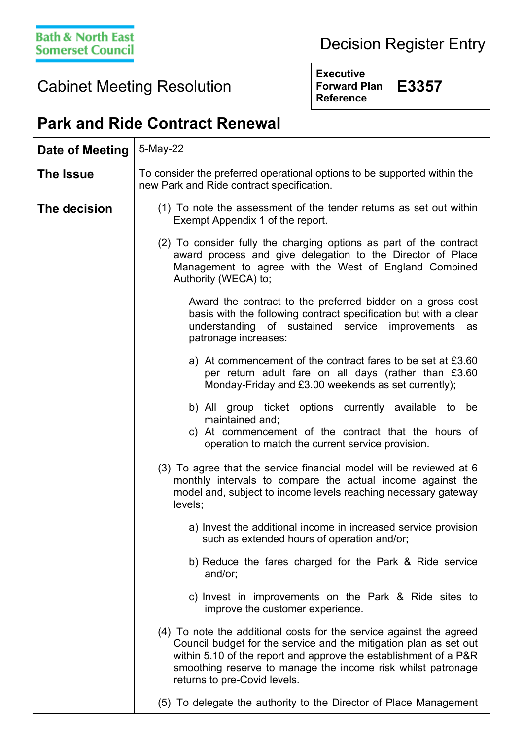Bath & North East Somerset Council

# Decision Register Entry

## Cabinet Meeting Resolution

| Executive Forward Plan Reference | E3357 |
|---|---|

## Park and Ride Contract Renewal

| | |
|---|---|
| **Date of Meeting** | 5-May-22 |
| **The Issue** | To consider the preferred operational options to be supported within the new Park and Ride contract specification. |
| **The decision** | (1) To note the assessment of the tender returns as set out within Exempt Appendix 1 of the report.<br><br>(2) To consider fully the charging options as part of the contract award process and give delegation to the Director of Place Management to agree with the West of England Combined Authority (WECA) to;<br><br>Award the contract to the preferred bidder on a gross cost basis with the following contract specification but with a clear understanding of sustained service improvements as patronage increases:<br><br>a) At commencement of the contract fares to be set at £3.60 per return adult fare on all days (rather than £3.60 Monday-Friday and £3.00 weekends as set currently);<br><br>b) All group ticket options currently available to be maintained and;<br>c) At commencement of the contract that the hours of operation to match the current service provision.<br><br>(3) To agree that the service financial model will be reviewed at 6 monthly intervals to compare the actual income against the model and, subject to income levels reaching necessary gateway levels;<br><br>a) Invest the additional income in increased service provision such as extended hours of operation and/or;<br><br>b) Reduce the fares charged for the Park & Ride service and/or;<br><br>c) Invest in improvements on the Park & Ride sites to improve the customer experience.<br><br>(4) To note the additional costs for the service against the agreed Council budget for the service and the mitigation plan as set out within 5.10 of the report and approve the establishment of a P&R smoothing reserve to manage the income risk whilst patronage returns to pre-Covid levels.<br><br>(5) To delegate the authority to the Director of Place Management |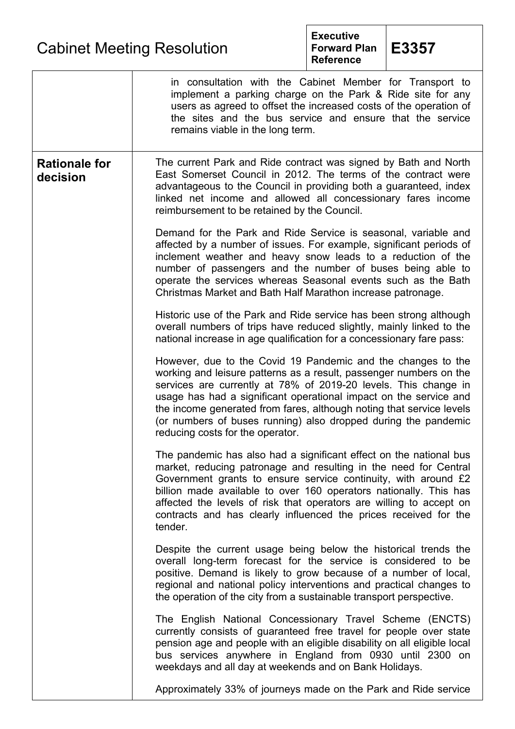| | |
|---|---|
| | in consultation with the Cabinet Member for Transport to implement a parking charge on the Park & Ride site for any users as agreed to offset the increased costs of the operation of the sites and the bus service and ensure that the service remains viable in the long term. |
| **Rationale for decision** | The current Park and Ride contract was signed by Bath and North East Somerset Council in 2012. The terms of the contract were advantageous to the Council in providing both a guaranteed, index linked net income and allowed all concessionary fares income reimbursement to be retained by the Council.<br><br>Demand for the Park and Ride Service is seasonal, variable and affected by a number of issues. For example, significant periods of inclement weather and heavy snow leads to a reduction of the number of passengers and the number of buses being able to operate the services whereas Seasonal events such as the Bath Christmas Market and Bath Half Marathon increase patronage.<br><br>Historic use of the Park and Ride service has been strong although overall numbers of trips have reduced slightly, mainly linked to the national increase in age qualification for a concessionary fare pass:<br><br>However, due to the Covid 19 Pandemic and the changes to the working and leisure patterns as a result, passenger numbers on the services are currently at 78% of 2019-20 levels. This change in usage has had a significant operational impact on the service and the income generated from fares, although noting that service levels (or numbers of buses running) also dropped during the pandemic reducing costs for the operator.<br><br>The pandemic has also had a significant effect on the national bus market, reducing patronage and resulting in the need for Central Government grants to ensure service continuity, with around £2 billion made available to over 160 operators nationally. This has affected the levels of risk that operators are willing to accept on contracts and has clearly influenced the prices received for the tender.<br><br>Despite the current usage being below the historical trends the overall long-term forecast for the service is considered to be positive. Demand is likely to grow because of a number of local, regional and national policy interventions and practical changes to the operation of the city from a sustainable transport perspective.<br><br>The English National Concessionary Travel Scheme (ENCTS) currently consists of guaranteed free travel for people over state pension age and people with an eligible disability on all eligible local bus services anywhere in England from 0930 until 2300 on weekdays and all day at weekends and on Bank Holidays.<br><br>Approximately 33% of journeys made on the Park and Ride service |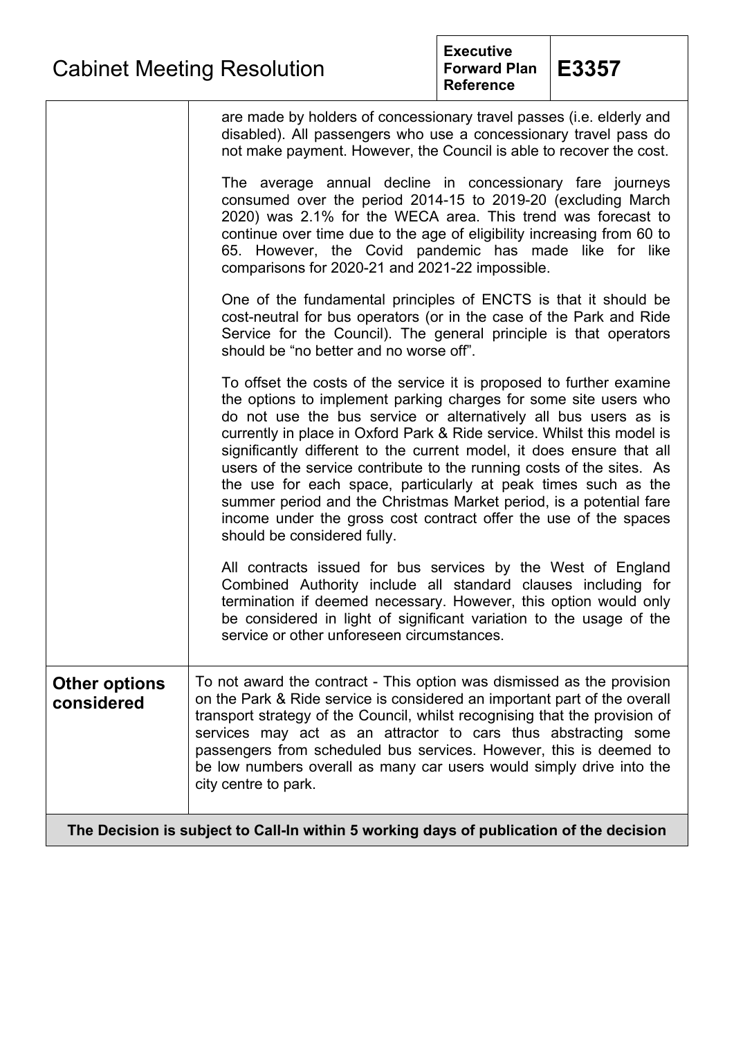| | |
|---|---|
| | are made by holders of concessionary travel passes (i.e. elderly and disabled). All passengers who use a concessionary travel pass do not make payment. However, the Council is able to recover the cost.<br><br>The average annual decline in concessionary fare journeys consumed over the period 2014-15 to 2019-20 (excluding March 2020) was 2.1% for the WECA area. This trend was forecast to continue over time due to the age of eligibility increasing from 60 to 65. However, the Covid pandemic has made like for like comparisons for 2020-21 and 2021-22 impossible.<br><br>One of the fundamental principles of ENCTS is that it should be cost-neutral for bus operators (or in the case of the Park and Ride Service for the Council). The general principle is that operators should be "no better and no worse off".<br><br>To offset the costs of the service it is proposed to further examine the options to implement parking charges for some site users who do not use the bus service or alternatively all bus users as is currently in place in Oxford Park & Ride service. Whilst this model is significantly different to the current model, it does ensure that all users of the service contribute to the running costs of the sites. As the use for each space, particularly at peak times such as the summer period and the Christmas Market period, is a potential fare income under the gross cost contract offer the use of the spaces should be considered fully.<br><br>All contracts issued for bus services by the West of England Combined Authority include all standard clauses including for termination if deemed necessary. However, this option would only be considered in light of significant variation to the usage of the service or other unforeseen circumstances. |
| **Other options considered** | To not award the contract - This option was dismissed as the provision on the Park & Ride service is considered an important part of the overall transport strategy of the Council, whilst recognising that the provision of services may act as an attractor to cars thus abstracting some passengers from scheduled bus services. However, this is deemed to be low numbers overall as many car users would simply drive into the city centre to park. |

**The Decision is subject to Call-In within 5 working days of publication of the decision**